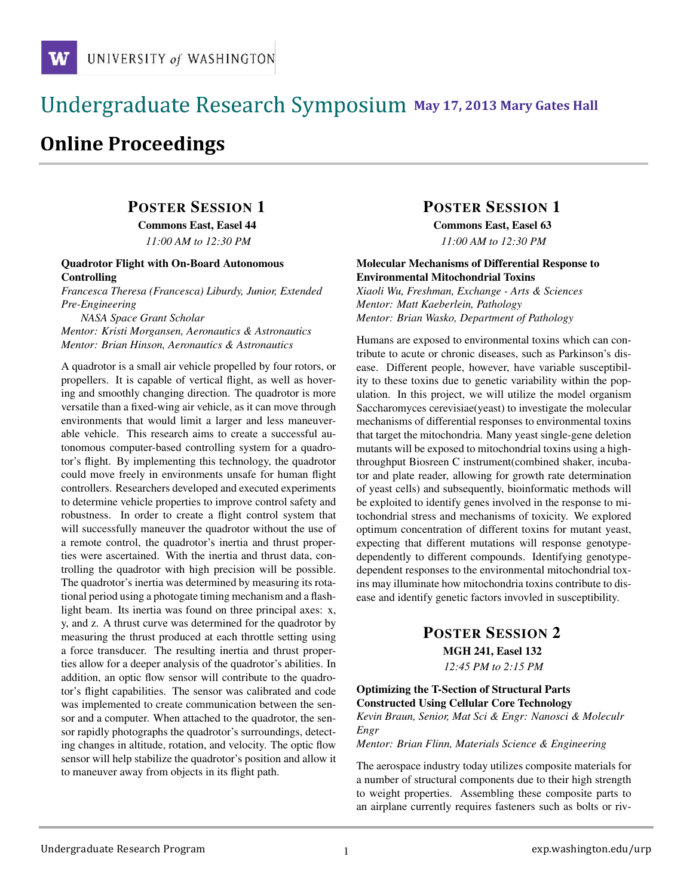# Undergraduate Research Symposium **May 17, 2013 Mary Gates Hall**

## Online Proceedings

### Poster Session 1

**Commons East, Easel 44**

*11:00 AM to 12:30 PM*

**Quadrotor Flight with On-Board Autonomous Controlling**

*Francesca Theresa (Francesca) Liburdy, Junior, Extended Pre-Engineering*

*NASA Space Grant Scholar*

*Mentor: Kristi Morgansen, Aeronautics & Astronautics*

*Mentor: Brian Hinson, Aeronautics & Astronautics*

A quadrotor is a small air vehicle propelled by four rotors, or propellers. It is capable of vertical flight, as well as hovering and smoothly changing direction. The quadrotor is more versatile than a fixed-wing air vehicle, as it can move through environments that would limit a larger and less maneuverable vehicle. This research aims to create a successful autonomous computer-based controlling system for a quadrotor's flight. By implementing this technology, the quadrotor could move freely in environments unsafe for human flight controllers. Researchers developed and executed experiments to determine vehicle properties to improve control safety and robustness. In order to create a flight control system that will successfully maneuver the quadrotor without the use of a remote control, the quadrotor's inertia and thrust properties were ascertained. With the inertia and thrust data, controlling the quadrotor with high precision will be possible. The quadrotor's inertia was determined by measuring its rotational period using a photogate timing mechanism and a flashlight beam. Its inertia was found on three principal axes: x, y, and z. A thrust curve was determined for the quadrotor by measuring the thrust produced at each throttle setting using a force transducer. The resulting inertia and thrust properties allow for a deeper analysis of the quadrotor's abilities. In addition, an optic flow sensor will contribute to the quadrotor's flight capabilities. The sensor was calibrated and code was implemented to create communication between the sensor and a computer. When attached to the quadrotor, the sensor rapidly photographs the quadrotor's surroundings, detecting changes in altitude, rotation, and velocity. The optic flow sensor will help stabilize the quadrotor's position and allow it to maneuver away from objects in its flight path.

### Poster Session 1

**Commons East, Easel 63**

*11:00 AM to 12:30 PM*

**Molecular Mechanisms of Differential Response to Environmental Mitochondrial Toxins**

*Xiaoli Wu, Freshman, Exchange - Arts & Sciences*

*Mentor: Matt Kaeberlein, Pathology*

*Mentor: Brian Wasko, Department of Pathology*

Humans are exposed to environmental toxins which can contribute to acute or chronic diseases, such as Parkinson's disease. Different people, however, have variable susceptibility to these toxins due to genetic variability within the population. In this project, we will utilize the model organism Saccharomyces cerevisiae(yeast) to investigate the molecular mechanisms of differential responses to environmental toxins that target the mitochondria. Many yeast single-gene deletion mutants will be exposed to mitochondrial toxins using a high-throughput Biosreen C instrument(combined shaker, incubator and plate reader, allowing for growth rate determination of yeast cells) and subsequently, bioinformatic methods will be exploited to identify genes involved in the response to mitochondrial stress and mechanisms of toxicity. We explored optimum concentration of different toxins for mutant yeast, expecting that different mutations will response genotype-dependently to different compounds. Identifying genotype-dependent responses to the environmental mitochondrial toxins may illuminate how mitochondria toxins contribute to disease and identify genetic factors invovled in susceptibility.

### Poster Session 2

**MGH 241, Easel 132**

*12:45 PM to 2:15 PM*

**Optimizing the T-Section of Structural Parts Constructed Using Cellular Core Technology**

*Kevin Braun, Senior, Mat Sci & Engr: Nanosci & Moleculr Engr*

*Mentor: Brian Flinn, Materials Science & Engineering*

The aerospace industry today utilizes composite materials for a number of structural components due to their high strength to weight properties. Assembling these composite parts to an airplane currently requires fasteners such as bolts or riv-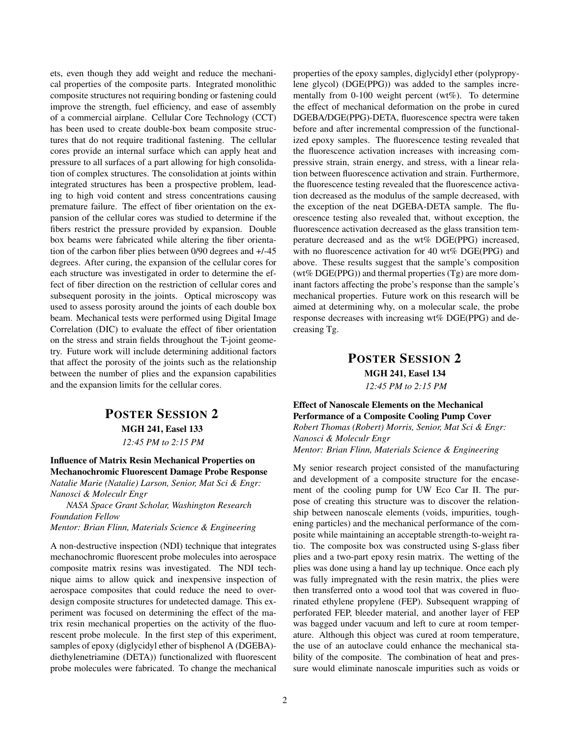ets, even though they add weight and reduce the mechanical properties of the composite parts. Integrated monolithic composite structures not requiring bonding or fastening could improve the strength, fuel efficiency, and ease of assembly of a commercial airplane. Cellular Core Technology (CCT) has been used to create double-box beam composite structures that do not require traditional fastening. The cellular cores provide an internal surface which can apply heat and pressure to all surfaces of a part allowing for high consolidation of complex structures. The consolidation at joints within integrated structures has been a prospective problem, leading to high void content and stress concentrations causing premature failure. The effect of fiber orientation on the expansion of the cellular cores was studied to determine if the fibers restrict the pressure provided by expansion. Double box beams were fabricated while altering the fiber orientation of the carbon fiber plies between 0/90 degrees and +/-45 degrees. After curing, the expansion of the cellular cores for each structure was investigated in order to determine the effect of fiber direction on the restriction of cellular cores and subsequent porosity in the joints. Optical microscopy was used to assess porosity around the joints of each double box beam. Mechanical tests were performed using Digital Image Correlation (DIC) to evaluate the effect of fiber orientation on the stress and strain fields throughout the T-joint geometry. Future work will include determining additional factors that affect the porosity of the joints such as the relationship between the number of plies and the expansion capabilities and the expansion limits for the cellular cores.

## POSTER SESSION 2

**MGH 241, Easel 133**

*12:45 PM to 2:15 PM*

**Influence of Matrix Resin Mechanical Properties on Mechanochromic Fluorescent Damage Probe Response**

*Natalie Marie (Natalie) Larson, Senior, Mat Sci & Engr: Nanosci & Moleculr Engr*

*NASA Space Grant Scholar, Washington Research Foundation Fellow*

*Mentor: Brian Flinn, Materials Science & Engineering*

A non-destructive inspection (NDI) technique that integrates mechanochromic fluorescent probe molecules into aerospace composite matrix resins was investigated. The NDI technique aims to allow quick and inexpensive inspection of aerospace composites that could reduce the need to over-design composite structures for undetected damage. This experiment was focused on determining the effect of the matrix resin mechanical properties on the activity of the fluorescent probe molecule. In the first step of this experiment, samples of epoxy (diglycidyl ether of bisphenol A (DGEBA)-diethylenetriamine (DETA)) functionalized with fluorescent probe molecules were fabricated. To change the mechanical properties of the epoxy samples, diglycidyl ether (polypropylene glycol) (DGE(PPG)) was added to the samples incrementally from 0-100 weight percent (wt%). To determine the effect of mechanical deformation on the probe in cured DGEBA/DGE(PPG)-DETA, fluorescence spectra were taken before and after incremental compression of the functionalized epoxy samples. The fluorescence testing revealed that the fluorescence activation increases with increasing compressive strain, strain energy, and stress, with a linear relation between fluorescence activation and strain. Furthermore, the fluorescence testing revealed that the fluorescence activation decreased as the modulus of the sample decreased, with the exception of the neat DGEBA-DETA sample. The fluorescence testing also revealed that, without exception, the fluorescence activation decreased as the glass transition temperature decreased and as the wt% DGE(PPG) increased, with no fluorescence activation for 40 wt% DGE(PPG) and above. These results suggest that the sample's composition (wt% DGE(PPG)) and thermal properties (Tg) are more dominant factors affecting the probe's response than the sample's mechanical properties. Future work on this research will be aimed at determining why, on a molecular scale, the probe response decreases with increasing wt% DGE(PPG) and decreasing Tg.

## POSTER SESSION 2

**MGH 241, Easel 134**

*12:45 PM to 2:15 PM*

**Effect of Nanoscale Elements on the Mechanical Performance of a Composite Cooling Pump Cover**

*Robert Thomas (Robert) Morris, Senior, Mat Sci & Engr: Nanosci & Moleculr Engr*

*Mentor: Brian Flinn, Materials Science & Engineering*

My senior research project consisted of the manufacturing and development of a composite structure for the encasement of the cooling pump for UW Eco Car II. The purpose of creating this structure was to discover the relationship between nanoscale elements (voids, impurities, toughening particles) and the mechanical performance of the composite while maintaining an acceptable strength-to-weight ratio. The composite box was constructed using S-glass fiber plies and a two-part epoxy resin matrix. The wetting of the plies was done using a hand lay up technique. Once each ply was fully impregnated with the resin matrix, the plies were then transferred onto a wood tool that was covered in fluorinated ethylene propylene (FEP). Subsequent wrapping of perforated FEP, bleeder material, and another layer of FEP was bagged under vacuum and left to cure at room temperature. Although this object was cured at room temperature, the use of an autoclave could enhance the mechanical stability of the composite. The combination of heat and pressure would eliminate nanoscale impurities such as voids or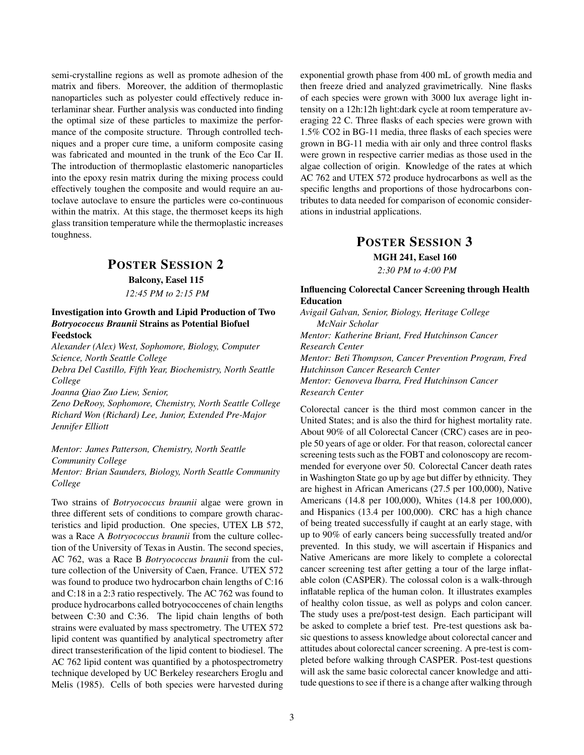semi-crystalline regions as well as promote adhesion of the matrix and fibers. Moreover, the addition of thermoplastic nanoparticles such as polyester could effectively reduce interlaminar shear. Further analysis was conducted into finding the optimal size of these particles to maximize the performance of the composite structure. Through controlled techniques and a proper cure time, a uniform composite casing was fabricated and mounted in the trunk of the Eco Car II. The introduction of thermoplastic elastomeric nanoparticles into the epoxy resin matrix during the mixing process could effectively toughen the composite and would require an autoclave autoclave to ensure the particles were co-continuous within the matrix. At this stage, the thermoset keeps its high glass transition temperature while the thermoplastic increases toughness.

## Poster Session 2

**Balcony, Easel 115**

*12:45 PM to 2:15 PM*

### Investigation into Growth and Lipid Production of Two *Botryococcus Braunii* Strains as Potential Biofuel Feedstock

*Alexander (Alex) West, Sophomore, Biology, Computer Science, North Seattle College*
*Debra Del Castillo, Fifth Year, Biochemistry, North Seattle College*
*Joanna Qiao Zuo Liew, Senior,*
*Zeno DeRooy, Sophomore, Chemistry, North Seattle College*
*Richard Won (Richard) Lee, Junior, Extended Pre-Major*
*Jennifer Elliott*

*Mentor: James Patterson, Chemistry, North Seattle Community College*
*Mentor: Brian Saunders, Biology, North Seattle Community College*

Two strains of *Botryococcus braunii* algae were grown in three different sets of conditions to compare growth characteristics and lipid production. One species, UTEX LB 572, was a Race A *Botryococcus braunii* from the culture collection of the University of Texas in Austin. The second species, AC 762, was a Race B *Botryococcus braunii* from the culture collection of the University of Caen, France. UTEX 572 was found to produce two hydrocarbon chain lengths of C:16 and C:18 in a 2:3 ratio respectively. The AC 762 was found to produce hydrocarbons called botryococcenes of chain lengths between C:30 and C:36. The lipid chain lengths of both strains were evaluated by mass spectrometry. The UTEX 572 lipid content was quantified by analytical spectrometry after direct transesterification of the lipid content to biodiesel. The AC 762 lipid content was quantified by a photospectrometry technique developed by UC Berkeley researchers Eroglu and Melis (1985). Cells of both species were harvested during exponential growth phase from 400 mL of growth media and then freeze dried and analyzed gravimetrically. Nine flasks of each species were grown with 3000 lux average light intensity on a 12h:12h light:dark cycle at room temperature averaging 22 C. Three flasks of each species were grown with 1.5% $CO_2$ in BG-11 media, three flasks of each species were grown in BG-11 media with air only and three control flasks were grown in respective carrier medias as those used in the algae collection of origin. Knowledge of the rates at which AC 762 and UTEX 572 produce hydrocarbons as well as the specific lengths and proportions of those hydrocarbons contributes to data needed for comparison of economic considerations in industrial applications.

## Poster Session 3

**MGH 241, Easel 160**

*2:30 PM to 4:00 PM*

### Influencing Colorectal Cancer Screening through Health Education

*Avigail Galvan, Senior, Biology, Heritage College*
*McNair Scholar*
*Mentor: Katherine Briant, Fred Hutchinson Cancer Research Center*
*Mentor: Beti Thompson, Cancer Prevention Program, Fred Hutchinson Cancer Research Center*
*Mentor: Genoveva Ibarra, Fred Hutchinson Cancer Research Center*

Colorectal cancer is the third most common cancer in the United States; and is also the third for highest mortality rate. About 90% of all Colorectal Cancer (CRC) cases are in people 50 years of age or older. For that reason, colorectal cancer screening tests such as the FOBT and colonoscopy are recommended for everyone over 50. Colorectal Cancer death rates in Washington State go up by age but differ by ethnicity. They are highest in African Americans (27.5 per 100,000), Native Americans (14.8 per 100,000), Whites (14.8 per 100,000), and Hispanics (13.4 per 100,000). CRC has a high chance of being treated successfully if caught at an early stage, with up to 90% of early cancers being successfully treated and/or prevented. In this study, we will ascertain if Hispanics and Native Americans are more likely to complete a colorectal cancer screening test after getting a tour of the large inflatable colon (CASPER). The colossal colon is a walk-through inflatable replica of the human colon. It illustrates examples of healthy colon tissue, as well as polyps and colon cancer. The study uses a pre/post-test design. Each participant will be asked to complete a brief test. Pre-test questions ask basic questions to assess knowledge about colorectal cancer and attitudes about colorectal cancer screening. A pre-test is completed before walking through CASPER. Post-test questions will ask the same basic colorectal cancer knowledge and attitude questions to see if there is a change after walking through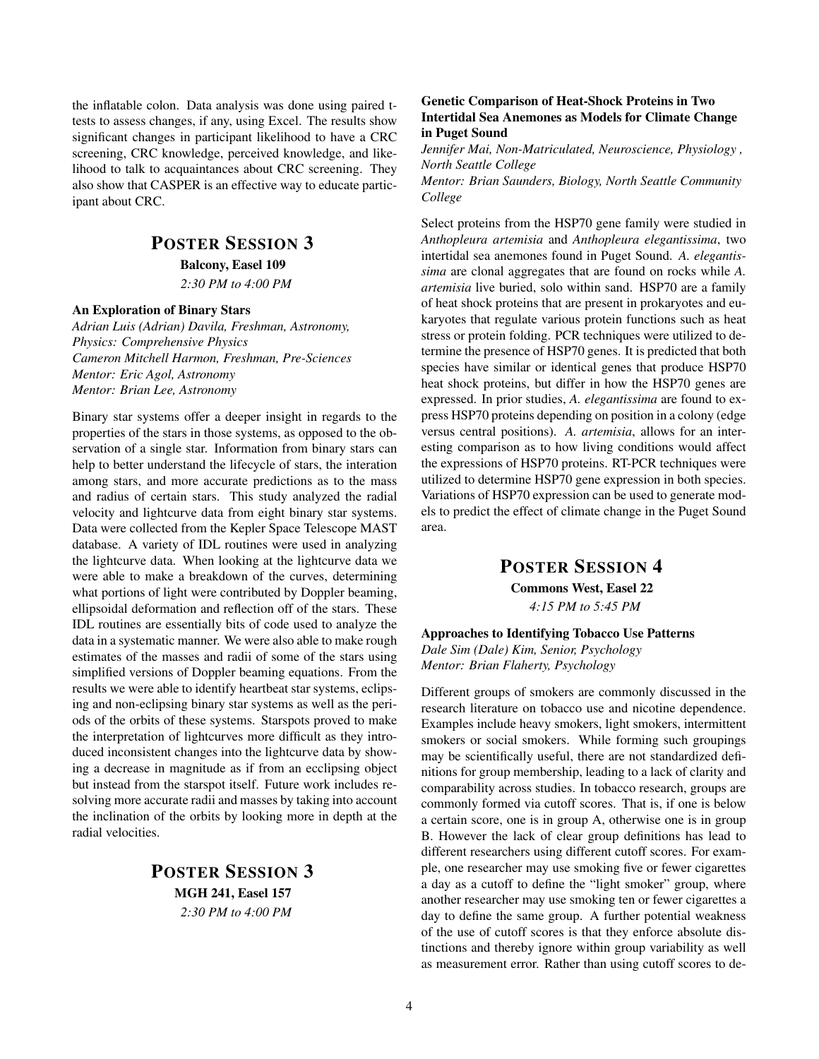the inflatable colon. Data analysis was done using paired t-tests to assess changes, if any, using Excel. The results show significant changes in participant likelihood to have a CRC screening, CRC knowledge, perceived knowledge, and likelihood to talk to acquaintances about CRC screening. They also show that CASPER is an effective way to educate participant about CRC.

## POSTER SESSION 3

**Balcony, Easel 109**

*2:30 PM to 4:00 PM*

### An Exploration of Binary Stars

*Adrian Luis (Adrian) Davila, Freshman, Astronomy, Physics: Comprehensive Physics*
*Cameron Mitchell Harmon, Freshman, Pre-Sciences*
*Mentor: Eric Agol, Astronomy*
*Mentor: Brian Lee, Astronomy*

Binary star systems offer a deeper insight in regards to the properties of the stars in those systems, as opposed to the observation of a single star. Information from binary stars can help to better understand the lifecycle of stars, the interation among stars, and more accurate predictions as to the mass and radius of certain stars. This study analyzed the radial velocity and lightcurve data from eight binary star systems. Data were collected from the Kepler Space Telescope MAST database. A variety of IDL routines were used in analyzing the lightcurve data. When looking at the lightcurve data we were able to make a breakdown of the curves, determining what portions of light were contributed by Doppler beaming, ellipsoidal deformation and reflection off of the stars. These IDL routines are essentially bits of code used to analyze the data in a systematic manner. We were also able to make rough estimates of the masses and radii of some of the stars using simplified versions of Doppler beaming equations. From the results we were able to identify heartbeat star systems, eclipsing and non-eclipsing binary star systems as well as the periods of the orbits of these systems. Starspots proved to make the interpretation of lightcurves more difficult as they introduced inconsistent changes into the lightcurve data by showing a decrease in magnitude as if from an ecclipsing object but instead from the starspot itself. Future work includes resolving more accurate radii and masses by taking into account the inclination of the orbits by looking more in depth at the radial velocities.

## POSTER SESSION 3

**MGH 241, Easel 157**

*2:30 PM to 4:00 PM*

### Genetic Comparison of Heat-Shock Proteins in Two Intertidal Sea Anemones as Models for Climate Change in Puget Sound

*Jennifer Mai, Non-Matriculated, Neuroscience, Physiology , North Seattle College*
*Mentor: Brian Saunders, Biology, North Seattle Community College*

Select proteins from the HSP70 gene family were studied in *Anthopleura artemisia* and *Anthopleura elegantissima*, two intertidal sea anemones found in Puget Sound. *A. elegantissima* are clonal aggregates that are found on rocks while *A. artemisia* live buried, solo within sand. HSP70 are a family of heat shock proteins that are present in prokaryotes and eukaryotes that regulate various protein functions such as heat stress or protein folding. PCR techniques were utilized to determine the presence of HSP70 genes. It is predicted that both species have similar or identical genes that produce HSP70 heat shock proteins, but differ in how the HSP70 genes are expressed. In prior studies, *A. elegantissima* are found to express HSP70 proteins depending on position in a colony (edge versus central positions). *A. artemisia*, allows for an interesting comparison as to how living conditions would affect the expressions of HSP70 proteins. RT-PCR techniques were utilized to determine HSP70 gene expression in both species. Variations of HSP70 expression can be used to generate models to predict the effect of climate change in the Puget Sound area.

## POSTER SESSION 4

**Commons West, Easel 22**

*4:15 PM to 5:45 PM*

### Approaches to Identifying Tobacco Use Patterns

*Dale Sim (Dale) Kim, Senior, Psychology*
*Mentor: Brian Flaherty, Psychology*

Different groups of smokers are commonly discussed in the research literature on tobacco use and nicotine dependence. Examples include heavy smokers, light smokers, intermittent smokers or social smokers. While forming such groupings may be scientifically useful, there are not standardized definitions for group membership, leading to a lack of clarity and comparability across studies. In tobacco research, groups are commonly formed via cutoff scores. That is, if one is below a certain score, one is in group A, otherwise one is in group B. However the lack of clear group definitions has lead to different researchers using different cutoff scores. For example, one researcher may use smoking five or fewer cigarettes a day as a cutoff to define the "light smoker" group, where another researcher may use smoking ten or fewer cigarettes a day to define the same group. A further potential weakness of the use of cutoff scores is that they enforce absolute distinctions and thereby ignore within group variability as well as measurement error. Rather than using cutoff scores to de-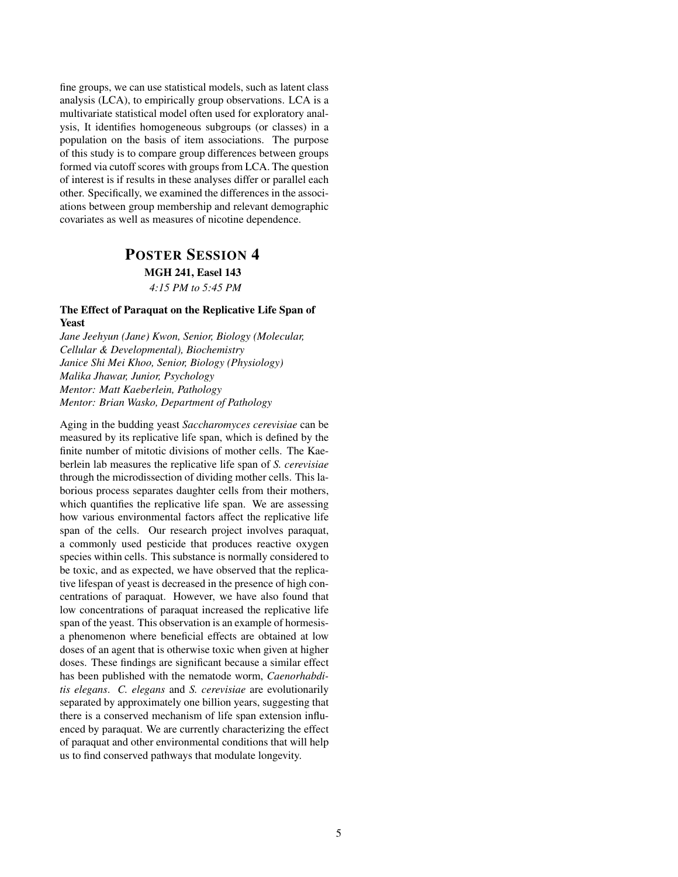fine groups, we can use statistical models, such as latent class analysis (LCA), to empirically group observations. LCA is a multivariate statistical model often used for exploratory analysis, It identifies homogeneous subgroups (or classes) in a population on the basis of item associations. The purpose of this study is to compare group differences between groups formed via cutoff scores with groups from LCA. The question of interest is if results in these analyses differ or parallel each other. Specifically, we examined the differences in the associations between group membership and relevant demographic covariates as well as measures of nicotine dependence.

## POSTER SESSION 4

**MGH 241, Easel 143**

*4:15 PM to 5:45 PM*

### The Effect of Paraquat on the Replicative Life Span of Yeast

*Jane Jeehyun (Jane) Kwon, Senior, Biology (Molecular, Cellular & Developmental), Biochemistry*
*Janice Shi Mei Khoo, Senior, Biology (Physiology)*
*Malika Jhawar, Junior, Psychology*
*Mentor: Matt Kaeberlein, Pathology*
*Mentor: Brian Wasko, Department of Pathology*

Aging in the budding yeast *Saccharomyces cerevisiae* can be measured by its replicative life span, which is defined by the finite number of mitotic divisions of mother cells. The Kaeberlein lab measures the replicative life span of *S. cerevisiae* through the microdissection of dividing mother cells. This laborious process separates daughter cells from their mothers, which quantifies the replicative life span. We are assessing how various environmental factors affect the replicative life span of the cells. Our research project involves paraquat, a commonly used pesticide that produces reactive oxygen species within cells. This substance is normally considered to be toxic, and as expected, we have observed that the replicative lifespan of yeast is decreased in the presence of high concentrations of paraquat. However, we have also found that low concentrations of paraquat increased the replicative life span of the yeast. This observation is an example of hormesis- a phenomenon where beneficial effects are obtained at low doses of an agent that is otherwise toxic when given at higher doses. These findings are significant because a similar effect has been published with the nematode worm, *Caenorhabditis elegans*. *C. elegans* and *S. cerevisiae* are evolutionarily separated by approximately one billion years, suggesting that there is a conserved mechanism of life span extension influenced by paraquat. We are currently characterizing the effect of paraquat and other environmental conditions that will help us to find conserved pathways that modulate longevity.